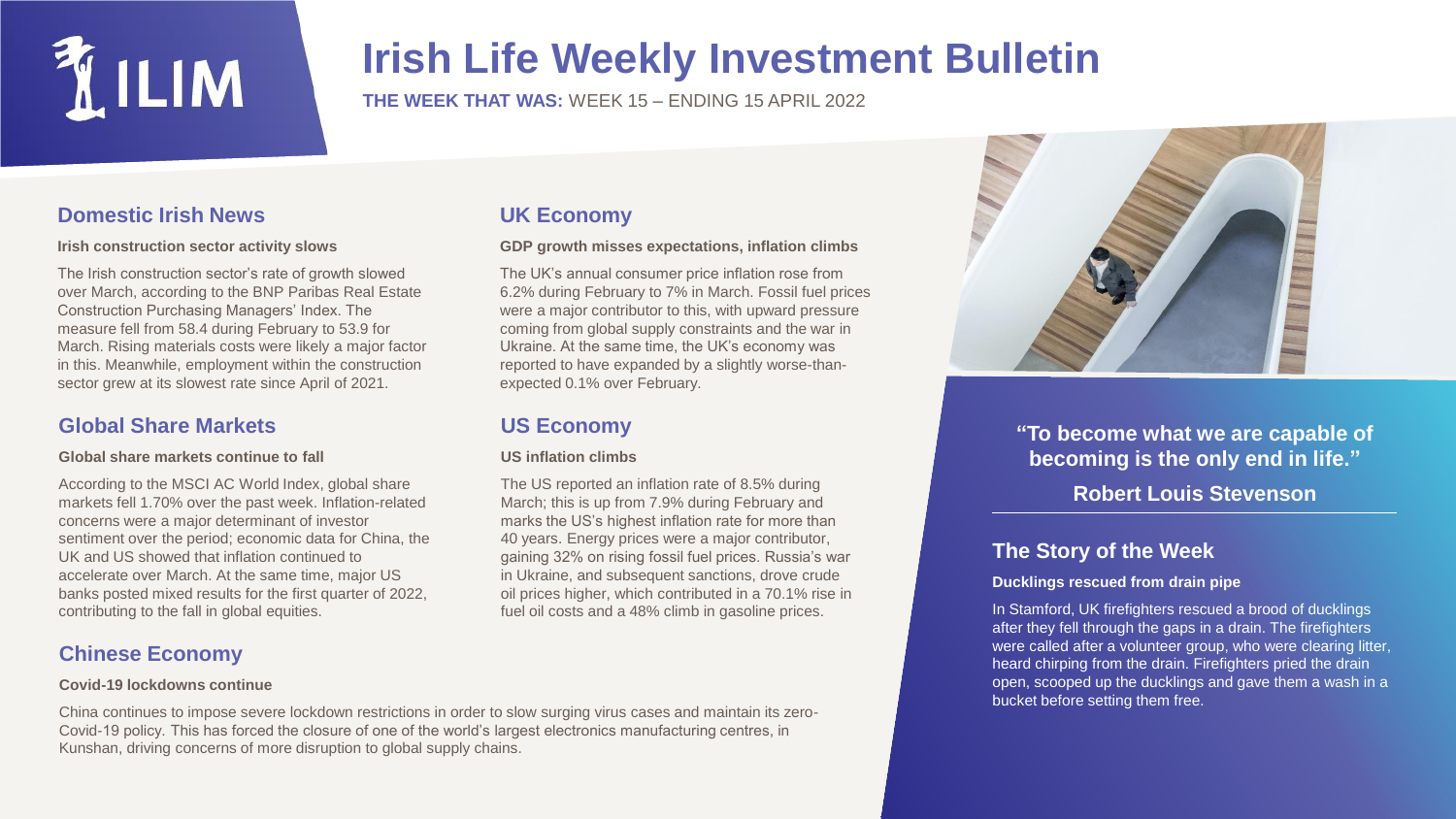# Irish Life Weekly Investment Bulletin

**THE WEEK THAT WAS:** WEEK 15 – ENDING 15 APRIL 2022

## Domestic Irish News

**Irish construction sector activity slows**

The Irish construction sector's rate of growth slowed over March, according to the BNP Paribas Real Estate Construction Purchasing Managers' Index. The measure fell from 58.4 during February to 53.9 for March. Rising materials costs were likely a major factor in this. Meanwhile, employment within the construction sector grew at its slowest rate since April of 2021.

## Global Share Markets

**Global share markets continue to fall**

According to the MSCI AC World Index, global share markets fell 1.70% over the past week. Inflation-related concerns were a major determinant of investor sentiment over the period; economic data for China, the UK and US showed that inflation continued to accelerate over March. At the same time, major US banks posted mixed results for the first quarter of 2022, contributing to the fall in global equities.

## Chinese Economy

**Covid-19 lockdowns continue**

China continues to impose severe lockdown restrictions in order to slow surging virus cases and maintain its zero-Covid-19 policy. This has forced the closure of one of the world's largest electronics manufacturing centres, in Kunshan, driving concerns of more disruption to global supply chains.

## UK Economy

**GDP growth misses expectations, inflation climbs**

The UK's annual consumer price inflation rose from 6.2% during February to 7% in March. Fossil fuel prices were a major contributor to this, with upward pressure coming from global supply constraints and the war in Ukraine. At the same time, the UK's economy was reported to have expanded by a slightly worse-than-expected 0.1% over February.

## US Economy

**US inflation climbs**

The US reported an inflation rate of 8.5% during March; this is up from 7.9% during February and marks the US's highest inflation rate for more than 40 years. Energy prices were a major contributor, gaining 32% on rising fossil fuel prices. Russia's war in Ukraine, and subsequent sanctions, drove crude oil prices higher, which contributed in a 70.1% rise in fuel oil costs and a 48% climb in gasoline prices.

**"To become what we are capable of becoming is the only end in life."**

**Robert Louis Stevenson**

## The Story of the Week

**Ducklings rescued from drain pipe**

In Stamford, UK firefighters rescued a brood of ducklings after they fell through the gaps in a drain. The firefighters were called after a volunteer group, who were clearing litter, heard chirping from the drain. Firefighters pried the drain open, scooped up the ducklings and gave them a wash in a bucket before setting them free.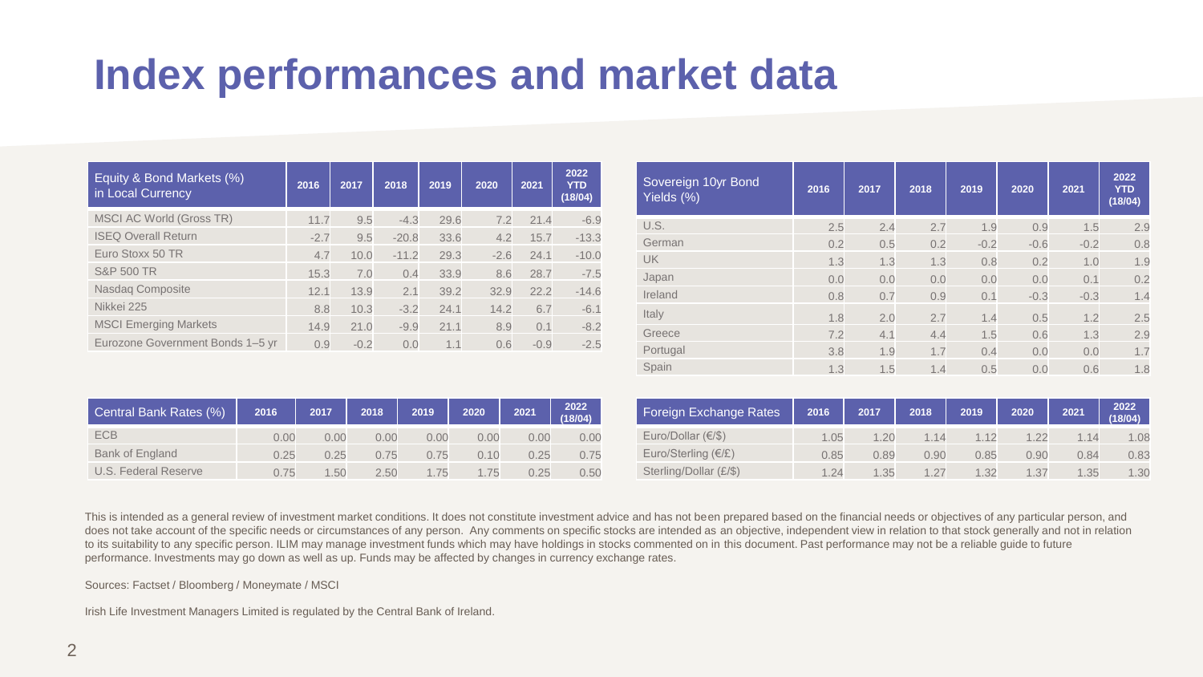# Index performances and market data

| Equity & Bond Markets (%) in Local Currency | 2016 | 2017 | 2018 | 2019 | 2020 | 2021 | 2022 YTD (18/04) |
|---|---|---|---|---|---|---|---|
| MSCI AC World (Gross TR) | 11.7 | 9.5 | -4.3 | 29.6 | 7.2 | 21.4 | -6.9 |
| ISEQ Overall Return | -2.7 | 9.5 | -20.8 | 33.6 | 4.2 | 15.7 | -13.3 |
| Euro Stoxx 50 TR | 4.7 | 10.0 | -11.2 | 29.3 | -2.6 | 24.1 | -10.0 |
| S&P 500 TR | 15.3 | 7.0 | 0.4 | 33.9 | 8.6 | 28.7 | -7.5 |
| Nasdaq Composite | 12.1 | 13.9 | 2.1 | 39.2 | 32.9 | 22.2 | -14.6 |
| Nikkei 225 | 8.8 | 10.3 | -3.2 | 24.1 | 14.2 | 6.7 | -6.1 |
| MSCI Emerging Markets | 14.9 | 21.0 | -9.9 | 21.1 | 8.9 | 0.1 | -8.2 |
| Eurozone Government Bonds 1–5 yr | 0.9 | -0.2 | 0.0 | 1.1 | 0.6 | -0.9 | -2.5 |

| Sovereign 10yr Bond Yields (%) | 2016 | 2017 | 2018 | 2019 | 2020 | 2021 | 2022 YTD (18/04) |
|---|---|---|---|---|---|---|---|
| U.S. | 2.5 | 2.4 | 2.7 | 1.9 | 0.9 | 1.5 | 2.9 |
| German | 0.2 | 0.5 | 0.2 | -0.2 | -0.6 | -0.2 | 0.8 |
| UK | 1.3 | 1.3 | 1.3 | 0.8 | 0.2 | 1.0 | 1.9 |
| Japan | 0.0 | 0.0 | 0.0 | 0.0 | 0.0 | 0.1 | 0.2 |
| Ireland | 0.8 | 0.7 | 0.9 | 0.1 | -0.3 | -0.3 | 1.4 |
| Italy | 1.8 | 2.0 | 2.7 | 1.4 | 0.5 | 1.2 | 2.5 |
| Greece | 7.2 | 4.1 | 4.4 | 1.5 | 0.6 | 1.3 | 2.9 |
| Portugal | 3.8 | 1.9 | 1.7 | 0.4 | 0.0 | 0.0 | 1.7 |
| Spain | 1.3 | 1.5 | 1.4 | 0.5 | 0.0 | 0.6 | 1.8 |

| Central Bank Rates (%) | 2016 | 2017 | 2018 | 2019 | 2020 | 2021 | 2022 (18/04) |
|---|---|---|---|---|---|---|---|
| ECB | 0.00 | 0.00 | 0.00 | 0.00 | 0.00 | 0.00 | 0.00 |
| Bank of England | 0.25 | 0.25 | 0.75 | 0.75 | 0.10 | 0.25 | 0.75 |
| U.S. Federal Reserve | 0.75 | 1.50 | 2.50 | 1.75 | 1.75 | 0.25 | 0.50 |

| Foreign Exchange Rates | 2016 | 2017 | 2018 | 2019 | 2020 | 2021 | 2022 (18/04) |
|---|---|---|---|---|---|---|---|
| Euro/Dollar (€/$) | 1.05 | 1.20 | 1.14 | 1.12 | 1.22 | 1.14 | 1.08 |
| Euro/Sterling (€/£) | 0.85 | 0.89 | 0.90 | 0.85 | 0.90 | 0.84 | 0.83 |
| Sterling/Dollar (£/$) | 1.24 | 1.35 | 1.27 | 1.32 | 1.37 | 1.35 | 1.30 |

This is intended as a general review of investment market conditions. It does not constitute investment advice and has not been prepared based on the financial needs or objectives of any particular person, and does not take account of the specific needs or circumstances of any person. Any comments on specific stocks are intended as an objective, independent view in relation to that stock generally and not in relation to its suitability to any specific person. ILIM may manage investment funds which may have holdings in stocks commented on in this document. Past performance may not be a reliable guide to future performance. Investments may go down as well as up. Funds may be affected by changes in currency exchange rates.

Sources: Factset / Bloomberg / Moneymate / MSCI

Irish Life Investment Managers Limited is regulated by the Central Bank of Ireland.